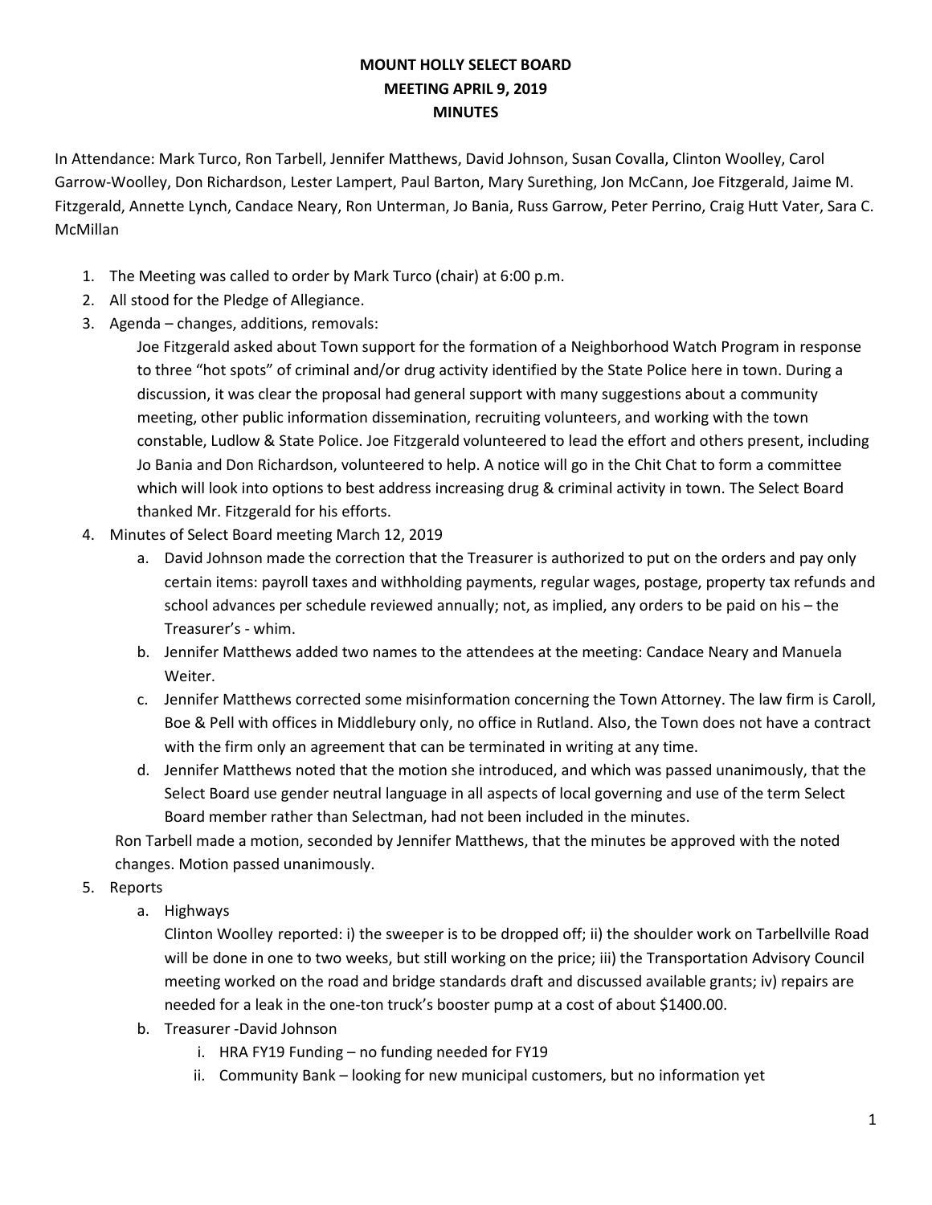# MOUNT HOLLY SELECT BOARD
## MEETING APRIL 9, 2019
## MINUTES

In Attendance: Mark Turco, Ron Tarbell, Jennifer Matthews, David Johnson, Susan Covalla, Clinton Woolley, Carol Garrow-Woolley, Don Richardson, Lester Lampert, Paul Barton, Mary Surething, Jon McCann, Joe Fitzgerald, Jaime M. Fitzgerald, Annette Lynch, Candace Neary, Ron Unterman, Jo Bania, Russ Garrow, Peter Perrino, Craig Hutt Vater, Sara C. McMillan

1. The Meeting was called to order by Mark Turco (chair) at 6:00 p.m.
2. All stood for the Pledge of Allegiance.
3. Agenda – changes, additions, removals:

   Joe Fitzgerald asked about Town support for the formation of a Neighborhood Watch Program in response to three "hot spots" of criminal and/or drug activity identified by the State Police here in town. During a discussion, it was clear the proposal had general support with many suggestions about a community meeting, other public information dissemination, recruiting volunteers, and working with the town constable, Ludlow & State Police. Joe Fitzgerald volunteered to lead the effort and others present, including Jo Bania and Don Richardson, volunteered to help. A notice will go in the Chit Chat to form a committee which will look into options to best address increasing drug & criminal activity in town. The Select Board thanked Mr. Fitzgerald for his efforts.
4. Minutes of Select Board meeting March 12, 2019
   a. David Johnson made the correction that the Treasurer is authorized to put on the orders and pay only certain items: payroll taxes and withholding payments, regular wages, postage, property tax refunds and school advances per schedule reviewed annually; not, as implied, any orders to be paid on his – the Treasurer's - whim.
   b. Jennifer Matthews added two names to the attendees at the meeting: Candace Neary and Manuela Weiter.
   c. Jennifer Matthews corrected some misinformation concerning the Town Attorney. The law firm is Caroll, Boe & Pell with offices in Middlebury only, no office in Rutland. Also, the Town does not have a contract with the firm only an agreement that can be terminated in writing at any time.
   d. Jennifer Matthews noted that the motion she introduced, and which was passed unanimously, that the Select Board use gender neutral language in all aspects of local governing and use of the term Select Board member rather than Selectman, had not been included in the minutes.

   Ron Tarbell made a motion, seconded by Jennifer Matthews, that the minutes be approved with the noted changes. Motion passed unanimously.
5. Reports
   a. Highways

      Clinton Woolley reported: i) the sweeper is to be dropped off; ii) the shoulder work on Tarbellville Road will be done in one to two weeks, but still working on the price; iii) the Transportation Advisory Council meeting worked on the road and bridge standards draft and discussed available grants; iv) repairs are needed for a leak in the one-ton truck's booster pump at a cost of about $1400.00.
   b. Treasurer -David Johnson
      i. HRA FY19 Funding – no funding needed for FY19
      ii. Community Bank – looking for new municipal customers, but no information yet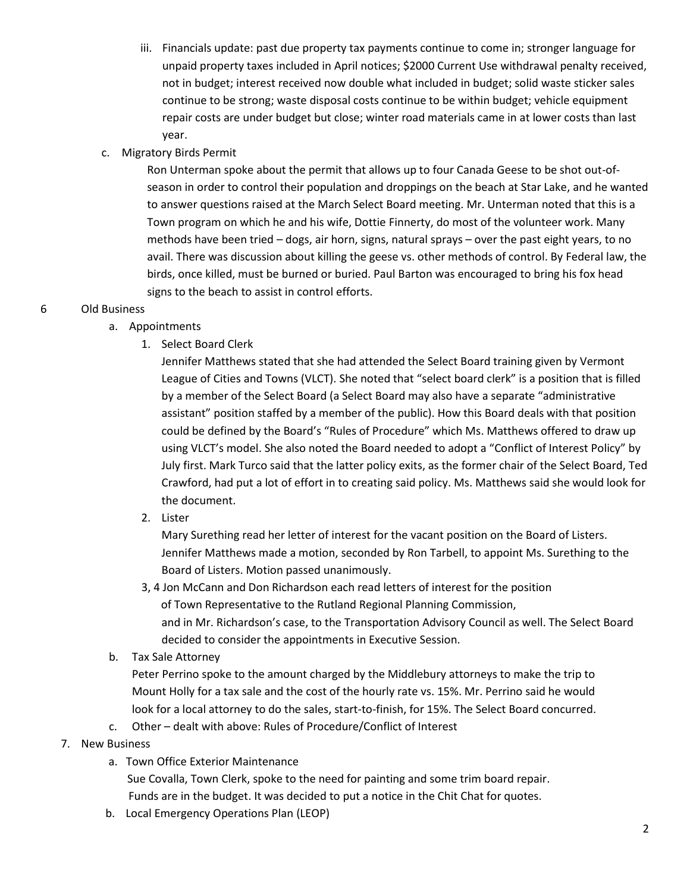iii. Financials update: past due property tax payments continue to come in; stronger language for unpaid property taxes included in April notices; $2000 Current Use withdrawal penalty received, not in budget; interest received now double what included in budget; solid waste sticker sales continue to be strong; waste disposal costs continue to be within budget; vehicle equipment repair costs are under budget but close; winter road materials came in at lower costs than last year.

c. Migratory Birds Permit

   Ron Unterman spoke about the permit that allows up to four Canada Geese to be shot out-of-season in order to control their population and droppings on the beach at Star Lake, and he wanted to answer questions raised at the March Select Board meeting. Mr. Unterman noted that this is a Town program on which he and his wife, Dottie Finnerty, do most of the volunteer work. Many methods have been tried – dogs, air horn, signs, natural sprays – over the past eight years, to no avail. There was discussion about killing the geese vs. other methods of control. By Federal law, the birds, once killed, must be burned or buried. Paul Barton was encouraged to bring his fox head signs to the beach to assist in control efforts.

6 Old Business

a. Appointments

   1. Select Board Clerk

      Jennifer Matthews stated that she had attended the Select Board training given by Vermont League of Cities and Towns (VLCT). She noted that "select board clerk" is a position that is filled by a member of the Select Board (a Select Board may also have a separate "administrative assistant" position staffed by a member of the public). How this Board deals with that position could be defined by the Board's "Rules of Procedure" which Ms. Matthews offered to draw up using VLCT's model. She also noted the Board needed to adopt a "Conflict of Interest Policy" by July first. Mark Turco said that the latter policy exits, as the former chair of the Select Board, Ted Crawford, had put a lot of effort in to creating said policy. Ms. Matthews said she would look for the document.

   2. Lister

      Mary Surething read her letter of interest for the vacant position on the Board of Listers. Jennifer Matthews made a motion, seconded by Ron Tarbell, to appoint Ms. Surething to the Board of Listers. Motion passed unanimously.

   3, 4 Jon McCann and Don Richardson each read letters of interest for the position of Town Representative to the Rutland Regional Planning Commission, and in Mr. Richardson's case, to the Transportation Advisory Council as well. The Select Board decided to consider the appointments in Executive Session.

b. Tax Sale Attorney

   Peter Perrino spoke to the amount charged by the Middlebury attorneys to make the trip to Mount Holly for a tax sale and the cost of the hourly rate vs. 15%. Mr. Perrino said he would look for a local attorney to do the sales, start-to-finish, for 15%. The Select Board concurred.

c. Other – dealt with above: Rules of Procedure/Conflict of Interest

7. New Business

a. Town Office Exterior Maintenance

   Sue Covalla, Town Clerk, spoke to the need for painting and some trim board repair. Funds are in the budget. It was decided to put a notice in the Chit Chat for quotes.

b. Local Emergency Operations Plan (LEOP)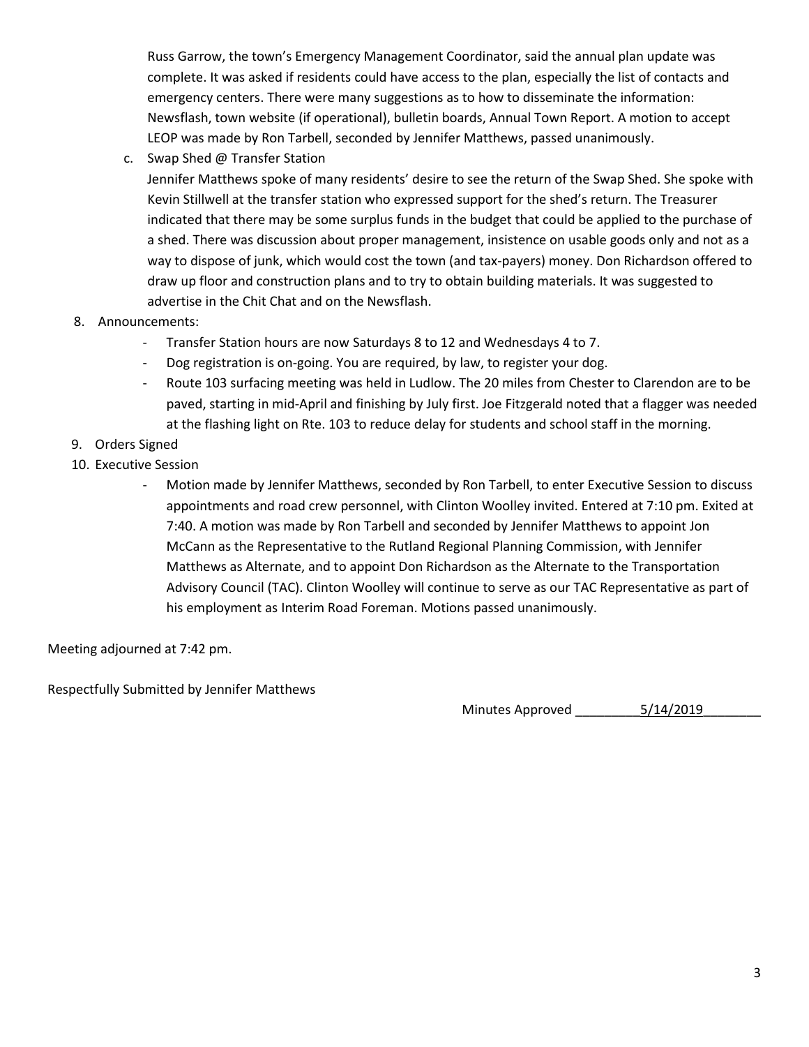Russ Garrow, the town's Emergency Management Coordinator, said the annual plan update was complete. It was asked if residents could have access to the plan, especially the list of contacts and emergency centers. There were many suggestions as to how to disseminate the information: Newsflash, town website (if operational), bulletin boards, Annual Town Report. A motion to accept LEOP was made by Ron Tarbell, seconded by Jennifer Matthews, passed unanimously.

c. Swap Shed @ Transfer Station

Jennifer Matthews spoke of many residents' desire to see the return of the Swap Shed. She spoke with Kevin Stillwell at the transfer station who expressed support for the shed's return. The Treasurer indicated that there may be some surplus funds in the budget that could be applied to the purchase of a shed. There was discussion about proper management, insistence on usable goods only and not as a way to dispose of junk, which would cost the town (and tax-payers) money. Don Richardson offered to draw up floor and construction plans and to try to obtain building materials. It was suggested to advertise in the Chit Chat and on the Newsflash.

8. Announcements:
   - Transfer Station hours are now Saturdays 8 to 12 and Wednesdays 4 to 7.
   - Dog registration is on-going. You are required, by law, to register your dog.
   - Route 103 surfacing meeting was held in Ludlow. The 20 miles from Chester to Clarendon are to be paved, starting in mid-April and finishing by July first. Joe Fitzgerald noted that a flagger was needed at the flashing light on Rte. 103 to reduce delay for students and school staff in the morning.
9. Orders Signed
10. Executive Session
    - Motion made by Jennifer Matthews, seconded by Ron Tarbell, to enter Executive Session to discuss appointments and road crew personnel, with Clinton Woolley invited. Entered at 7:10 pm. Exited at 7:40. A motion was made by Ron Tarbell and seconded by Jennifer Matthews to appoint Jon McCann as the Representative to the Rutland Regional Planning Commission, with Jennifer Matthews as Alternate, and to appoint Don Richardson as the Alternate to the Transportation Advisory Council (TAC). Clinton Woolley will continue to serve as our TAC Representative as part of his employment as Interim Road Foreman. Motions passed unanimously.

Meeting adjourned at 7:42 pm.

Respectfully Submitted by Jennifer Matthews

Minutes Approved _________5/14/2019________